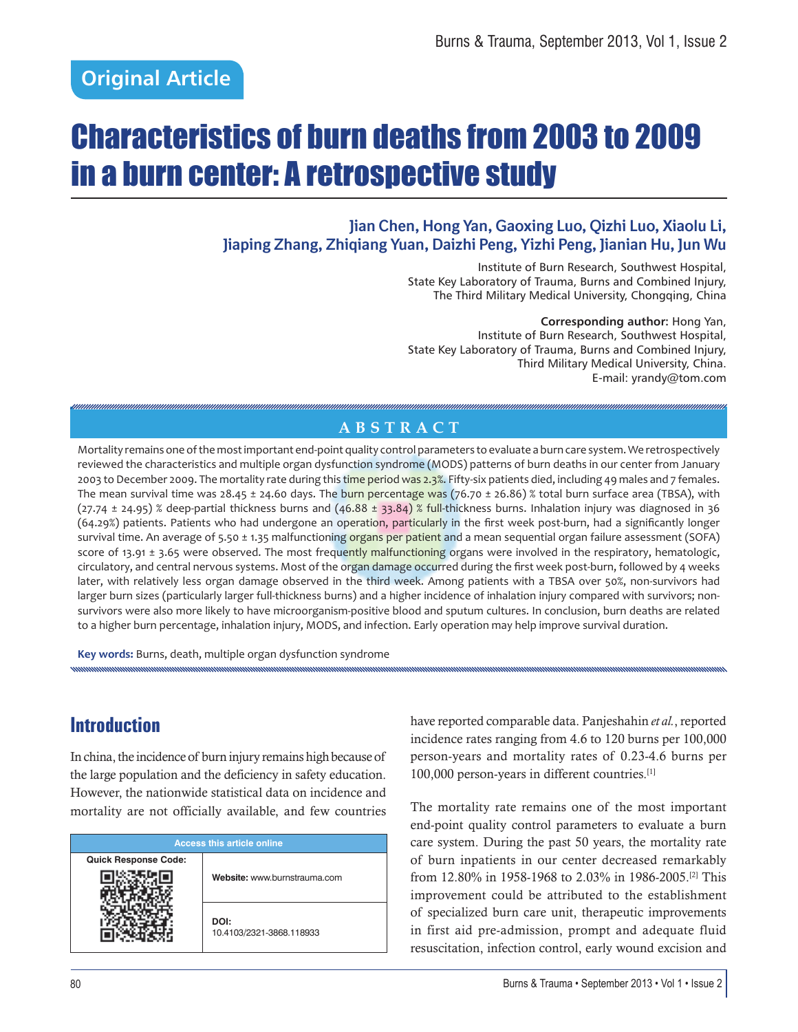Original Article

# Characteristics of burn deaths from 2003 to 2009 in a burn center: A retrospective study

**Jian Chen, Hong Yan, Gaoxing Luo, Qizhi Luo, Xiaolu Li, Jiaping Zhang, Zhiqiang Yuan, Daizhi Peng, Yizhi Peng, Jianian Hu, Jun Wu**

Institute of Burn Research, Southwest Hospital,
State Key Laboratory of Trauma, Burns and Combined Injury,
The Third Military Medical University, Chongqing, China

**Corresponding author:** Hong Yan,
Institute of Burn Research, Southwest Hospital,
State Key Laboratory of Trauma, Burns and Combined Injury,
Third Military Medical University, China.
E-mail: yrandy@tom.com

## ABSTRACT

Mortality remains one of the most important end-point quality control parameters to evaluate a burn care system. We retrospectively reviewed the characteristics and multiple organ dysfunction syndrome (MODS) patterns of burn deaths in our center from January 2003 to December 2009. The mortality rate during this time period was 2.3%. Fifty-six patients died, including 49 males and 7 females. The mean survival time was 28.45 ± 24.60 days. The burn percentage was (76.70 ± 26.86) % total burn surface area (TBSA), with (27.74 ± 24.95) % deep-partial thickness burns and (46.88 ± 33.84) % full-thickness burns. Inhalation injury was diagnosed in 36 (64.29%) patients. Patients who had undergone an operation, particularly in the first week post-burn, had a significantly longer survival time. An average of 5.50 ± 1.35 malfunctioning organs per patient and a mean sequential organ failure assessment (SOFA) score of 13.91 ± 3.65 were observed. The most frequently malfunctioning organs were involved in the respiratory, hematologic, circulatory, and central nervous systems. Most of the organ damage occurred during the first week post-burn, followed by 4 weeks later, with relatively less organ damage observed in the third week. Among patients with a TBSA over 50%, non-survivors had larger burn sizes (particularly larger full-thickness burns) and a higher incidence of inhalation injury compared with survivors; non-survivors were also more likely to have microorganism-positive blood and sputum cultures. In conclusion, burn deaths are related to a higher burn percentage, inhalation injury, MODS, and infection. Early operation may help improve survival duration.

**Key words:** Burns, death, multiple organ dysfunction syndrome

## Introduction

In china, the incidence of burn injury remains high because of the large population and the deficiency in safety education. However, the nationwide statistical data on incidence and mortality are not officially available, and few countries have reported comparable data. Panjeshahin *et al.*, reported incidence rates ranging from 4.6 to 120 burns per 100,000 person-years and mortality rates of 0.23-4.6 burns per 100,000 person-years in different countries.[1]

| Access this article online | |
|---|---|
| Quick Response Code: | **Website:** www.burnstrauma.com |
| | **DOI:** 10.4103/2321-3868.118933 |

The mortality rate remains one of the most important end-point quality control parameters to evaluate a burn care system. During the past 50 years, the mortality rate of burn inpatients in our center decreased remarkably from 12.80% in 1958-1968 to 2.03% in 1986-2005.[2] This improvement could be attributed to the establishment of specialized burn care unit, therapeutic improvements in first aid pre-admission, prompt and adequate fluid resuscitation, infection control, early wound excision and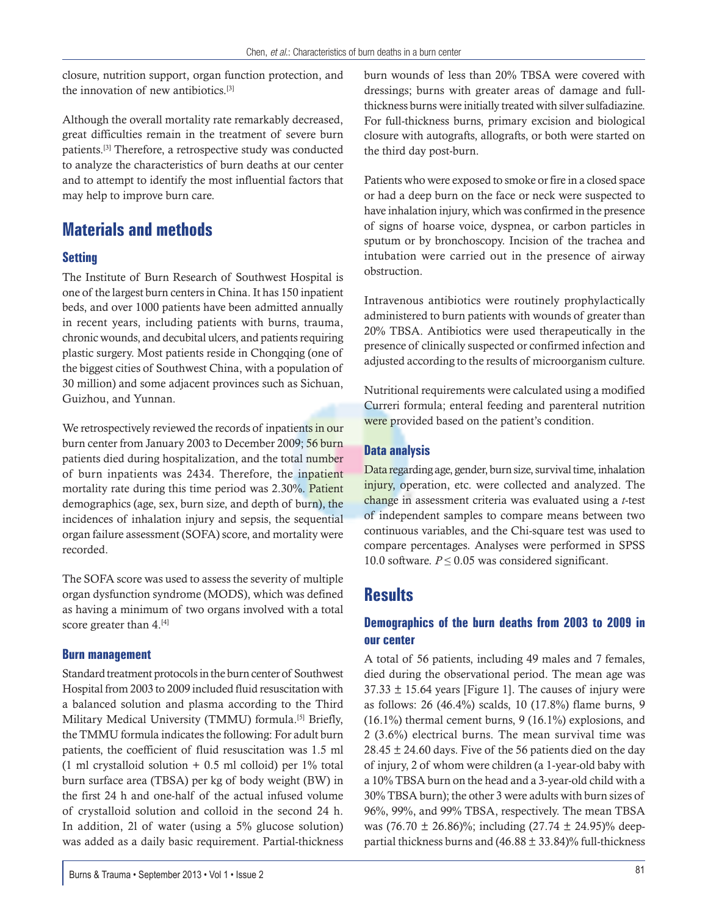closure, nutrition support, organ function protection, and the innovation of new antibiotics.[3]

Although the overall mortality rate remarkably decreased, great difficulties remain in the treatment of severe burn patients.[3] Therefore, a retrospective study was conducted to analyze the characteristics of burn deaths at our center and to attempt to identify the most influential factors that may help to improve burn care.

## Materials and methods

### Setting

The Institute of Burn Research of Southwest Hospital is one of the largest burn centers in China. It has 150 inpatient beds, and over 1000 patients have been admitted annually in recent years, including patients with burns, trauma, chronic wounds, and decubital ulcers, and patients requiring plastic surgery. Most patients reside in Chongqing (one of the biggest cities of Southwest China, with a population of 30 million) and some adjacent provinces such as Sichuan, Guizhou, and Yunnan.

We retrospectively reviewed the records of inpatients in our burn center from January 2003 to December 2009; 56 burn patients died during hospitalization, and the total number of burn inpatients was 2434. Therefore, the inpatient mortality rate during this time period was 2.30%. Patient demographics (age, sex, burn size, and depth of burn), the incidences of inhalation injury and sepsis, the sequential organ failure assessment (SOFA) score, and mortality were recorded.

The SOFA score was used to assess the severity of multiple organ dysfunction syndrome (MODS), which was defined as having a minimum of two organs involved with a total score greater than 4.[4]

### Burn management

Standard treatment protocols in the burn center of Southwest Hospital from 2003 to 2009 included fluid resuscitation with a balanced solution and plasma according to the Third Military Medical University (TMMU) formula.[5] Briefly, the TMMU formula indicates the following: For adult burn patients, the coefficient of fluid resuscitation was 1.5 ml (1 ml crystalloid solution + 0.5 ml colloid) per 1% total burn surface area (TBSA) per kg of body weight (BW) in the first 24 h and one-half of the actual infused volume of crystalloid solution and colloid in the second 24 h. In addition, 2l of water (using a 5% glucose solution) was added as a daily basic requirement. Partial-thickness burn wounds of less than 20% TBSA were covered with dressings; burns with greater areas of damage and full-thickness burns were initially treated with silver sulfadiazine. For full-thickness burns, primary excision and biological closure with autografts, allografts, or both were started on the third day post-burn.

Patients who were exposed to smoke or fire in a closed space or had a deep burn on the face or neck were suspected to have inhalation injury, which was confirmed in the presence of signs of hoarse voice, dyspnea, or carbon particles in sputum or by bronchoscopy. Incision of the trachea and intubation were carried out in the presence of airway obstruction.

Intravenous antibiotics were routinely prophylactically administered to burn patients with wounds of greater than 20% TBSA. Antibiotics were used therapeutically in the presence of clinically suspected or confirmed infection and adjusted according to the results of microorganism culture.

Nutritional requirements were calculated using a modified Curreri formula; enteral feeding and parenteral nutrition were provided based on the patient's condition.

### Data analysis

Data regarding age, gender, burn size, survival time, inhalation injury, operation, etc. were collected and analyzed. The change in assessment criteria was evaluated using a *t*-test of independent samples to compare means between two continuous variables, and the Chi-square test was used to compare percentages. Analyses were performed in SPSS 10.0 software. $P \leq 0.05$ was considered significant.

## Results

### Demographics of the burn deaths from 2003 to 2009 in our center

A total of 56 patients, including 49 males and 7 females, died during the observational period. The mean age was $37.33 \pm 15.64$ years [Figure 1]. The causes of injury were as follows: 26 (46.4%) scalds, 10 (17.8%) flame burns, 9 (16.1%) thermal cement burns, 9 (16.1%) explosions, and 2 (3.6%) electrical burns. The mean survival time was $28.45 \pm 24.60$ days. Five of the 56 patients died on the day of injury, 2 of whom were children (a 1-year-old baby with a 10% TBSA burn on the head and a 3-year-old child with a 30% TBSA burn); the other 3 were adults with burn sizes of 96%, 99%, and 99% TBSA, respectively. The mean TBSA was $(76.70 \pm 26.86)$%; including $(27.74 \pm 24.95)$% deep-partial thickness burns and $(46.88 \pm 33.84)$% full-thickness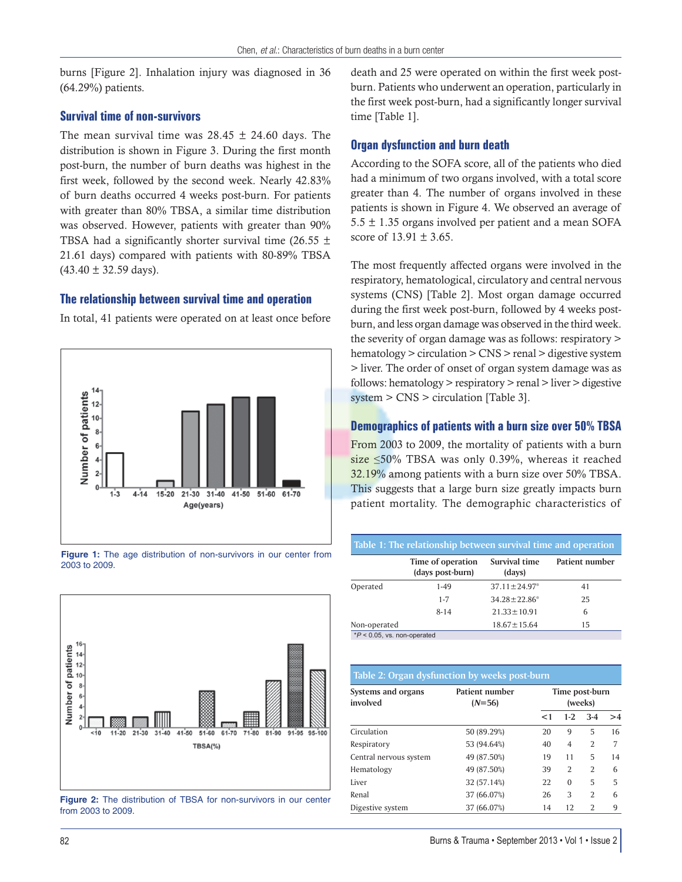burns [Figure 2]. Inhalation injury was diagnosed in 36 (64.29%) patients.

## Survival time of non-survivors

The mean survival time was 28.45 ± 24.60 days. The distribution is shown in Figure 3. During the first month post-burn, the number of burn deaths was highest in the first week, followed by the second week. Nearly 42.83% of burn deaths occurred 4 weeks post-burn. For patients with greater than 80% TBSA, a similar time distribution was observed. However, patients with greater than 90% TBSA had a significantly shorter survival time (26.55 ± 21.61 days) compared with patients with 80-89% TBSA (43.40 ± 32.59 days).

## The relationship between survival time and operation

In total, 41 patients were operated on at least once before death and 25 were operated on within the first week post-burn. Patients who underwent an operation, particularly in the first week post-burn, had a significantly longer survival time [Table 1].

Figure 1: The age distribution of non-survivors in our center from 2003 to 2009.

Figure 2: The distribution of TBSA for non-survivors in our center from 2003 to 2009.

## Organ dysfunction and burn death

According to the SOFA score, all of the patients who died had a minimum of two organs involved, with a total score greater than 4. The number of organs involved in these patients is shown in Figure 4. We observed an average of 5.5 ± 1.35 organs involved per patient and a mean SOFA score of 13.91 ± 3.65.

The most frequently affected organs were involved in the respiratory, hematological, circulatory and central nervous systems (CNS) [Table 2]. Most organ damage occurred during the first week post-burn, followed by 4 weeks post-burn, and less organ damage was observed in the third week. the severity of organ damage was as follows: respiratory > hematology > circulation > CNS > renal > digestive system > liver. The order of onset of organ system damage was as follows: hematology > respiratory > renal > liver > digestive system > CNS > circulation [Table 3].

## Demographics of patients with a burn size over 50% TBSA

From 2003 to 2009, the mortality of patients with a burn size ≤50% TBSA was only 0.39%, whereas it reached 32.19% among patients with a burn size over 50% TBSA. This suggests that a large burn size greatly impacts burn patient mortality. The demographic characteristics of

**Table 1: The relationship between survival time and operation**

| | Time of operation (days post-burn) | Survival time (days) | Patient number |
|---|---|---|---|
| Operated | 1-49 | 37.11±24.97* | 41 |
| | 1-7 | 34.28±22.86* | 25 |
| | 8-14 | 21.33±10.91 | 6 |
| Non-operated | | 18.67±15.64 | 15 |

*$P < 0.05$, vs. non-operated

**Table 2: Organ dysfunction by weeks post-burn**

| Systems and organs involved | Patient number ($N$=56) | Time post-burn (weeks) | | | |
|---|---|---|---|---|---|
| | | <1 | 1-2 | 3-4 | >4 |
| Circulation | 50 (89.29%) | 20 | 9 | 5 | 16 |
| Respiratory | 53 (94.64%) | 40 | 4 | 2 | 7 |
| Central nervous system | 49 (87.50%) | 19 | 11 | 5 | 14 |
| Hematology | 49 (87.50%) | 39 | 2 | 2 | 6 |
| Liver | 32 (57.14%) | 22 | 0 | 5 | 5 |
| Renal | 37 (66.07%) | 26 | 3 | 2 | 6 |
| Digestive system | 37 (66.07%) | 14 | 12 | 2 | 9 |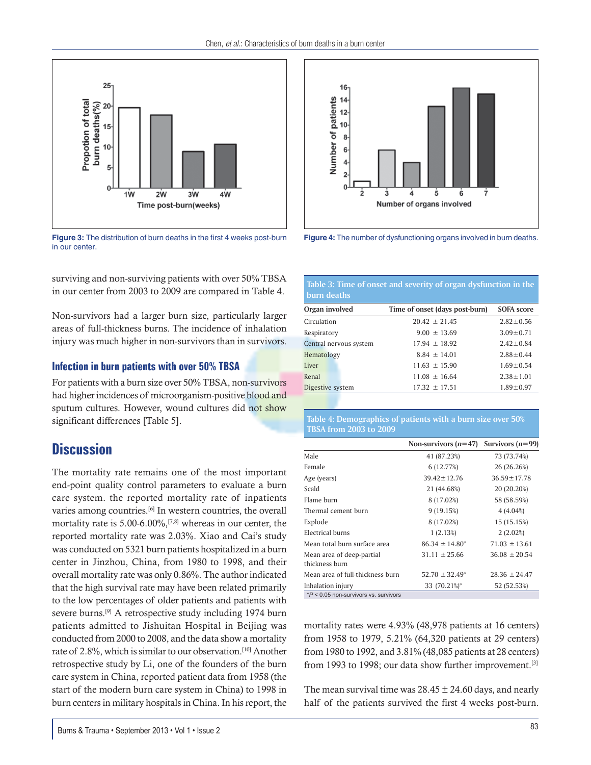Figure 3: The distribution of burn deaths in the first 4 weeks post-burn in our center.

Figure 4: The number of dysfunctioning organs involved in burn deaths.

surviving and non-surviving patients with over 50% TBSA in our center from 2003 to 2009 are compared in Table 4.

Non-survivors had a larger burn size, particularly larger areas of full-thickness burns. The incidence of inhalation injury was much higher in non-survivors than in survivors.

### Infection in burn patients with over 50% TBSA

For patients with a burn size over 50% TBSA, non-survivors had higher incidences of microorganism-positive blood and sputum cultures. However, wound cultures did not show significant differences [Table 5].

## Discussion

The mortality rate remains one of the most important end-point quality control parameters to evaluate a burn care system. the reported mortality rate of inpatients varies among countries.[6] In western countries, the overall mortality rate is 5.00-6.00%,[7,8] whereas in our center, the reported mortality rate was 2.03%. Xiao and Cai's study was conducted on 5321 burn patients hospitalized in a burn center in Jinzhou, China, from 1980 to 1998, and their overall mortality rate was only 0.86%. The author indicated that the high survival rate may have been related primarily to the low percentages of older patients and patients with severe burns.[9] A retrospective study including 1974 burn patients admitted to Jishuitan Hospital in Beijing was conducted from 2000 to 2008, and the data show a mortality rate of 2.8%, which is similar to our observation.[10] Another retrospective study by Li, one of the founders of the burn care system in China, reported patient data from 1958 (the start of the modern burn care system in China) to 1998 in burn centers in military hospitals in China. In his report, the mortality rates were 4.93% (48,978 patients at 16 centers) from 1958 to 1979, 5.21% (64,320 patients at 29 centers) from 1980 to 1992, and 3.81% (48,085 patients at 28 centers) from 1993 to 1998; our data show further improvement.[3]

The mean survival time was 28.45 ± 24.60 days, and nearly half of the patients survived the first 4 weeks post-burn.

**Table 3: Time of onset and severity of organ dysfunction in the burn deaths**

| Organ involved | Time of onset (days post-burn) | SOFA score |
|---|---|---|
| Circulation | 20.42 ± 21.45 | 2.82±0.56 |
| Respiratory | 9.00 ± 13.69 | 3.09±0.71 |
| Central nervous system | 17.94 ± 18.92 | 2.42±0.84 |
| Hematology | 8.84 ± 14.01 | 2.88±0.44 |
| Liver | 11.63 ± 15.90 | 1.69±0.54 |
| Renal | 11.08 ± 16.64 | 2.38±1.01 |
| Digestive system | 17.32 ± 17.51 | 1.89±0.97 |

**Table 4: Demographics of patients with a burn size over 50% TBSA from 2003 to 2009**

| | Non-survivors ($n$=47) | Survivors ($n$=99) |
|---|---|---|
| Male | 41 (87.23%) | 73 (73.74%) |
| Female | 6 (12.77%) | 26 (26.26%) |
| Age (years) | 39.42±12.76 | 36.59±17.78 |
| Scald | 21 (44.68%) | 20 (20.20%) |
| Flame burn | 8 (17.02%) | 58 (58.59%) |
| Thermal cement burn | 9 (19.15%) | 4 (4.04%) |
| Explode | 8 (17.02%) | 15 (15.15%) |
| Electrical burns | 1 (2.13%) | 2 (2.02%) |
| Mean total burn surface area | 86.34 ± 14.80* | 71.03 ± 13.61 |
| Mean area of deep-partial thickness burn | 31.11 ± 25.66 | 36.08 ± 20.54 |
| Mean area of full-thickness burn | 52.70 ± 32.49* | 28.36 ± 24.47 |
| Inhalation injury | 33 (70.21%)* | 52 (52.53%) |

*$P < 0.05$ non-survivors vs. survivors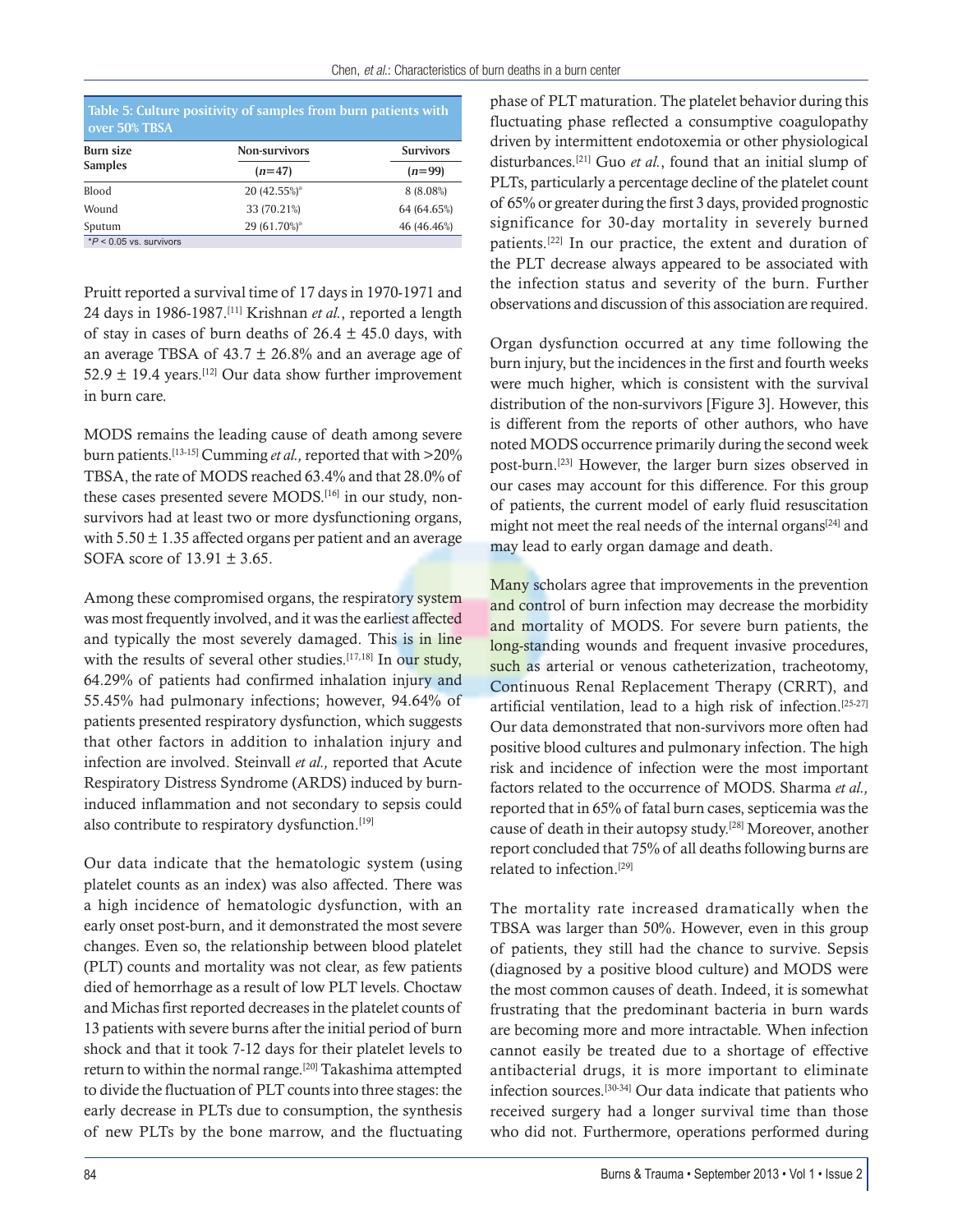**Table 5: Culture positivity of samples from burn patients with over 50% TBSA**

| Burn size Samples | Non-survivors ($n$=47) | Survivors ($n$=99) |
|---|---|---|
| Blood | 20 (42.55%)* | 8 (8.08%) |
| Wound | 33 (70.21%) | 64 (64.65%) |
| Sputum | 29 (61.70%)* | 46 (46.46%) |

*$P$ < 0.05 vs. survivors

Pruitt reported a survival time of 17 days in 1970-1971 and 24 days in 1986-1987.[11] Krishnan *et al.*, reported a length of stay in cases of burn deaths of 26.4 ± 45.0 days, with an average TBSA of 43.7 ± 26.8% and an average age of 52.9 ± 19.4 years.[12] Our data show further improvement in burn care.

MODS remains the leading cause of death among severe burn patients.[13-15] Cumming *et al.,* reported that with >20% TBSA, the rate of MODS reached 63.4% and that 28.0% of these cases presented severe MODS.[16] in our study, non-survivors had at least two or more dysfunctioning organs, with 5.50 ± 1.35 affected organs per patient and an average SOFA score of 13.91 ± 3.65.

Among these compromised organs, the respiratory system was most frequently involved, and it was the earliest affected and typically the most severely damaged. This is in line with the results of several other studies.[17,18] In our study, 64.29% of patients had confirmed inhalation injury and 55.45% had pulmonary infections; however, 94.64% of patients presented respiratory dysfunction, which suggests that other factors in addition to inhalation injury and infection are involved. Steinvall *et al.,* reported that Acute Respiratory Distress Syndrome (ARDS) induced by burn-induced inflammation and not secondary to sepsis could also contribute to respiratory dysfunction.[19]

Our data indicate that the hematologic system (using platelet counts as an index) was also affected. There was a high incidence of hematologic dysfunction, with an early onset post-burn, and it demonstrated the most severe changes. Even so, the relationship between blood platelet (PLT) counts and mortality was not clear, as few patients died of hemorrhage as a result of low PLT levels. Choctaw and Michas first reported decreases in the platelet counts of 13 patients with severe burns after the initial period of burn shock and that it took 7-12 days for their platelet levels to return to within the normal range.[20] Takashima attempted to divide the fluctuation of PLT counts into three stages: the early decrease in PLTs due to consumption, the synthesis of new PLTs by the bone marrow, and the fluctuating phase of PLT maturation. The platelet behavior during this fluctuating phase reflected a consumptive coagulopathy driven by intermittent endotoxemia or other physiological disturbances.[21] Guo *et al.*, found that an initial slump of PLTs, particularly a percentage decline of the platelet count of 65% or greater during the first 3 days, provided prognostic significance for 30-day mortality in severely burned patients.[22] In our practice, the extent and duration of the PLT decrease always appeared to be associated with the infection status and severity of the burn. Further observations and discussion of this association are required.

Organ dysfunction occurred at any time following the burn injury, but the incidences in the first and fourth weeks were much higher, which is consistent with the survival distribution of the non-survivors [Figure 3]. However, this is different from the reports of other authors, who have noted MODS occurrence primarily during the second week post-burn.[23] However, the larger burn sizes observed in our cases may account for this difference. For this group of patients, the current model of early fluid resuscitation might not meet the real needs of the internal organs[24] and may lead to early organ damage and death.

Many scholars agree that improvements in the prevention and control of burn infection may decrease the morbidity and mortality of MODS. For severe burn patients, the long-standing wounds and frequent invasive procedures, such as arterial or venous catheterization, tracheotomy, Continuous Renal Replacement Therapy (CRRT), and artificial ventilation, lead to a high risk of infection.[25-27] Our data demonstrated that non-survivors more often had positive blood cultures and pulmonary infection. The high risk and incidence of infection were the most important factors related to the occurrence of MODS. Sharma *et al.,* reported that in 65% of fatal burn cases, septicemia was the cause of death in their autopsy study.[28] Moreover, another report concluded that 75% of all deaths following burns are related to infection.[29]

The mortality rate increased dramatically when the TBSA was larger than 50%. However, even in this group of patients, they still had the chance to survive. Sepsis (diagnosed by a positive blood culture) and MODS were the most common causes of death. Indeed, it is somewhat frustrating that the predominant bacteria in burn wards are becoming more and more intractable. When infection cannot easily be treated due to a shortage of effective antibacterial drugs, it is more important to eliminate infection sources.[30-34] Our data indicate that patients who received surgery had a longer survival time than those who did not. Furthermore, operations performed during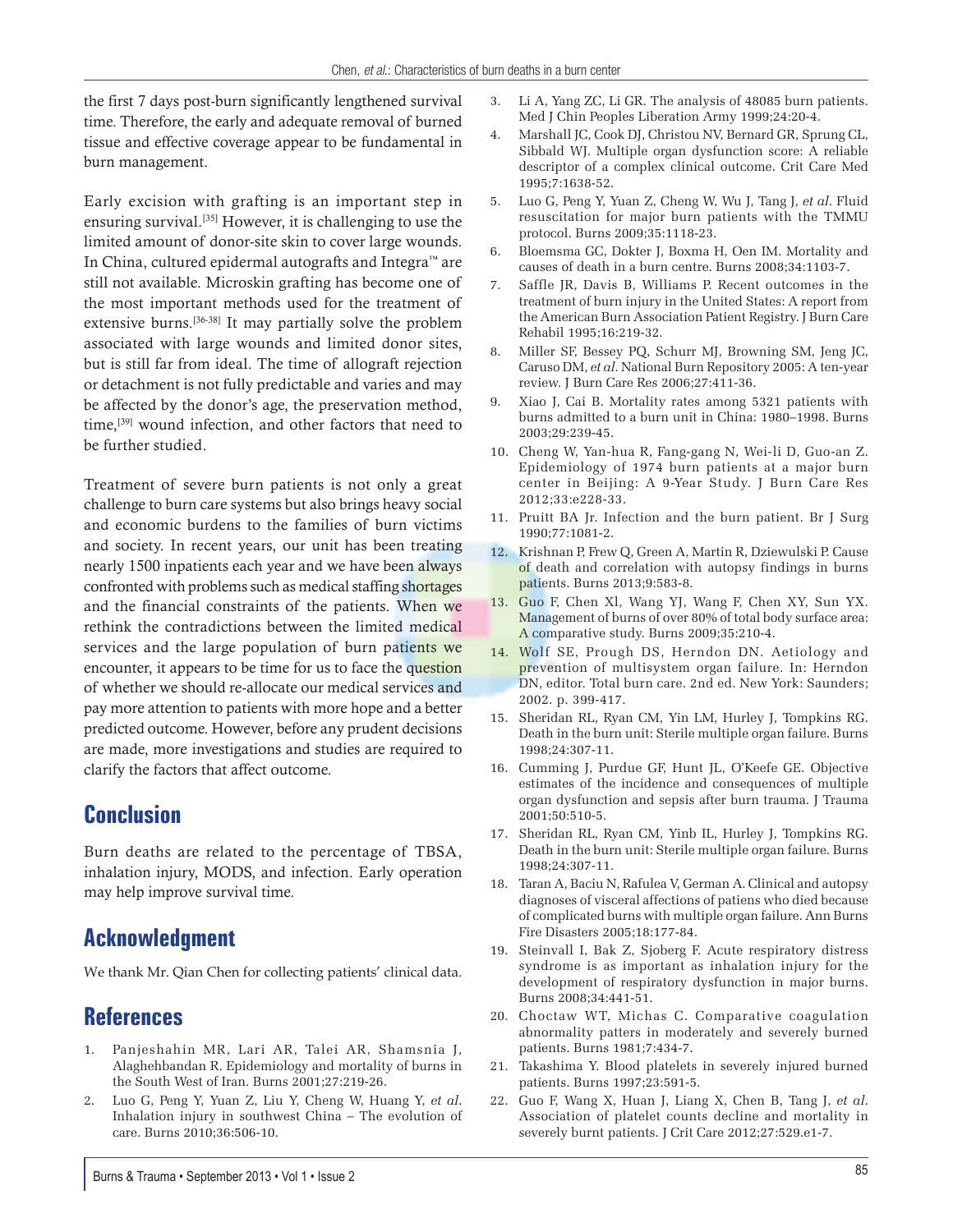the first 7 days post-burn significantly lengthened survival time. Therefore, the early and adequate removal of burned tissue and effective coverage appear to be fundamental in burn management.

Early excision with grafting is an important step in ensuring survival.[35] However, it is challenging to use the limited amount of donor-site skin to cover large wounds. In China, cultured epidermal autografts and Integra™ are still not available. Microskin grafting has become one of the most important methods used for the treatment of extensive burns.[36-38] It may partially solve the problem associated with large wounds and limited donor sites, but is still far from ideal. The time of allograft rejection or detachment is not fully predictable and varies and may be affected by the donor's age, the preservation method, time,[39] wound infection, and other factors that need to be further studied.

Treatment of severe burn patients is not only a great challenge to burn care systems but also brings heavy social and economic burdens to the families of burn victims and society. In recent years, our unit has been treating nearly 1500 inpatients each year and we have been always confronted with problems such as medical staffing shortages and the financial constraints of the patients. When we rethink the contradictions between the limited medical services and the large population of burn patients we encounter, it appears to be time for us to face the question of whether we should re-allocate our medical services and pay more attention to patients with more hope and a better predicted outcome. However, before any prudent decisions are made, more investigations and studies are required to clarify the factors that affect outcome.

## Conclusion

Burn deaths are related to the percentage of TBSA, inhalation injury, MODS, and infection. Early operation may help improve survival time.

## Acknowledgment

We thank Mr. Qian Chen for collecting patients' clinical data.

## References

1. Panjeshahin MR, Lari AR, Talei AR, Shamsnia J, Alaghehbandan R. Epidemiology and mortality of burns in the South West of Iran. Burns 2001;27:219-26.
2. Luo G, Peng Y, Yuan Z, Liu Y, Cheng W, Huang Y, *et al*. Inhalation injury in southwest China – The evolution of care. Burns 2010;36:506-10.
3. Li A, Yang ZC, Li GR. The analysis of 48085 burn patients. Med J Chin Peoples Liberation Army 1999;24:20-4.
4. Marshall JC, Cook DJ, Christou NV, Bernard GR, Sprung CL, Sibbald WJ. Multiple organ dysfunction score: A reliable descriptor of a complex clinical outcome. Crit Care Med 1995;7:1638-52.
5. Luo G, Peng Y, Yuan Z, Cheng W, Wu J, Tang J, *et al*. Fluid resuscitation for major burn patients with the TMMU protocol. Burns 2009;35:1118-23.
6. Bloemsma GC, Dokter J, Boxma H, Oen IM. Mortality and causes of death in a burn centre. Burns 2008;34:1103-7.
7. Saffle JR, Davis B, Williams P. Recent outcomes in the treatment of burn injury in the United States: A report from the American Burn Association Patient Registry. J Burn Care Rehabil 1995;16:219-32.
8. Miller SF, Bessey PQ, Schurr MJ, Browning SM, Jeng JC, Caruso DM, *et al*. National Burn Repository 2005: A ten-year review. J Burn Care Res 2006;27:411-36.
9. Xiao J, Cai B. Mortality rates among 5321 patients with burns admitted to a burn unit in China: 1980–1998. Burns 2003;29:239-45.
10. Cheng W, Yan-hua R, Fang-gang N, Wei-li D, Guo-an Z. Epidemiology of 1974 burn patients at a major burn center in Beijing: A 9-Year Study. J Burn Care Res 2012;33:e228-33.
11. Pruitt BA Jr. Infection and the burn patient. Br J Surg 1990;77:1081-2.
12. Krishnan P, Frew Q, Green A, Martin R, Dziewulski P. Cause of death and correlation with autopsy findings in burns patients. Burns 2013;9:583-8.
13. Guo F, Chen Xl, Wang YJ, Wang F, Chen XY, Sun YX. Management of burns of over 80% of total body surface area: A comparative study. Burns 2009;35:210-4.
14. Wolf SE, Prough DS, Herndon DN. Aetiology and prevention of multisystem organ failure. In: Herndon DN, editor. Total burn care. 2nd ed. New York: Saunders; 2002. p. 399-417.
15. Sheridan RL, Ryan CM, Yin LM, Hurley J, Tompkins RG. Death in the burn unit: Sterile multiple organ failure. Burns 1998;24:307-11.
16. Cumming J, Purdue GF, Hunt JL, O'Keefe GE. Objective estimates of the incidence and consequences of multiple organ dysfunction and sepsis after burn trauma. J Trauma 2001;50:510-5.
17. Sheridan RL, Ryan CM, Yinb IL, Hurley J, Tompkins RG. Death in the burn unit: Sterile multiple organ failure. Burns 1998;24:307-11.
18. Taran A, Baciu N, Rafulea V, German A. Clinical and autopsy diagnoses of visceral affections of patiens who died because of complicated burns with multiple organ failure. Ann Burns Fire Disasters 2005;18:177-84.
19. Steinvall I, Bak Z, Sjoberg F. Acute respiratory distress syndrome is as important as inhalation injury for the development of respiratory dysfunction in major burns. Burns 2008;34:441-51.
20. Choctaw WT, Michas C. Comparative coagulation abnormality patters in moderately and severely burned patients. Burns 1981;7:434-7.
21. Takashima Y. Blood platelets in severely injured burned patients. Burns 1997;23:591-5.
22. Guo F, Wang X, Huan J, Liang X, Chen B, Tang J, *et al*. Association of platelet counts decline and mortality in severely burnt patients. J Crit Care 2012;27:529.e1-7.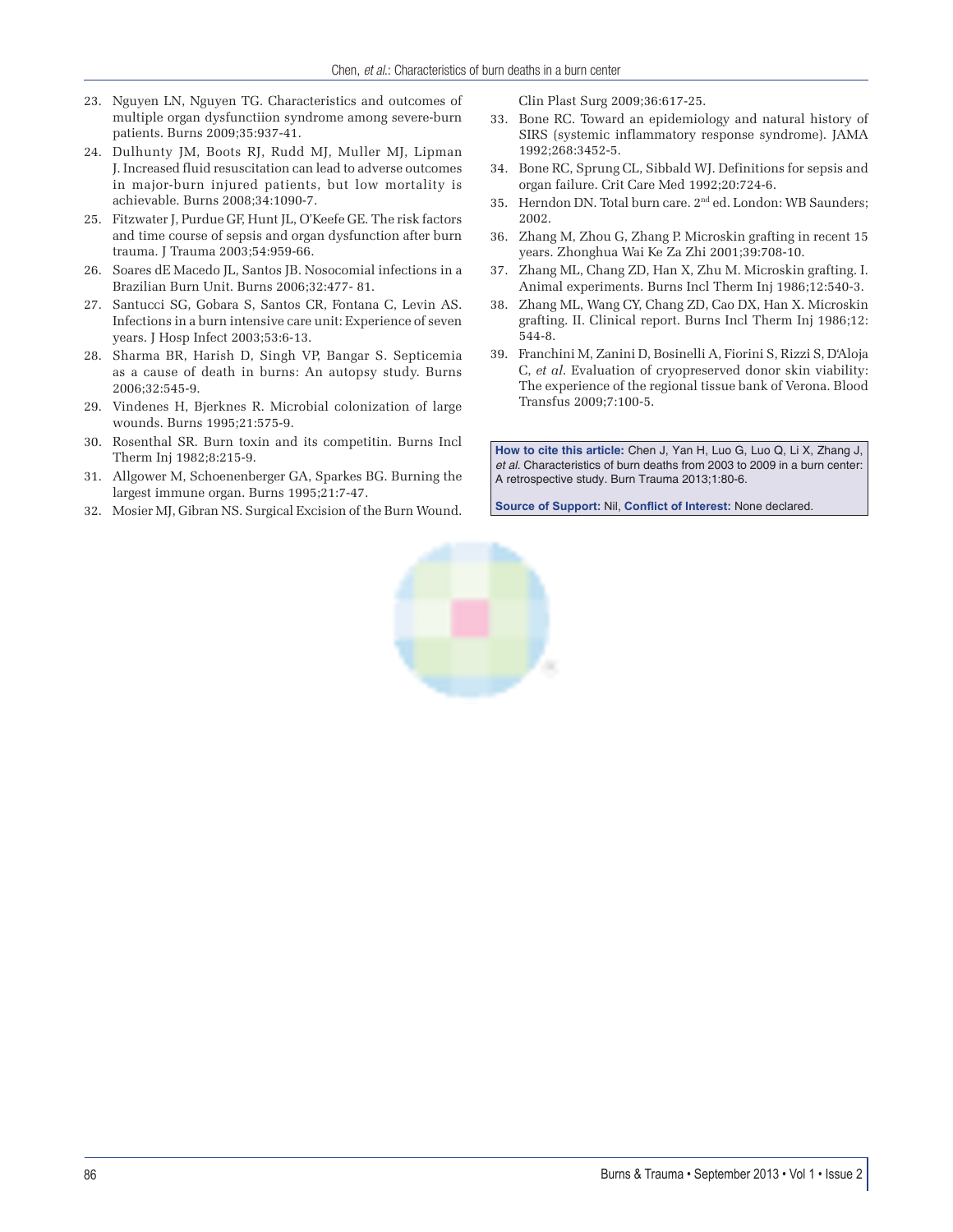23. Nguyen LN, Nguyen TG. Characteristics and outcomes of multiple organ dysfunctiion syndrome among severe-burn patients. Burns 2009;35:937-41.
24. Dulhunty JM, Boots RJ, Rudd MJ, Muller MJ, Lipman J. Increased fluid resuscitation can lead to adverse outcomes in major-burn injured patients, but low mortality is achievable. Burns 2008;34:1090-7.
25. Fitzwater J, Purdue GF, Hunt JL, O'Keefe GE. The risk factors and time course of sepsis and organ dysfunction after burn trauma. J Trauma 2003;54:959-66.
26. Soares dE Macedo JL, Santos JB. Nosocomial infections in a Brazilian Burn Unit. Burns 2006;32:477- 81.
27. Santucci SG, Gobara S, Santos CR, Fontana C, Levin AS. Infections in a burn intensive care unit: Experience of seven years. J Hosp Infect 2003;53:6-13.
28. Sharma BR, Harish D, Singh VP, Bangar S. Septicemia as a cause of death in burns: An autopsy study. Burns 2006;32:545-9.
29. Vindenes H, Bjerknes R. Microbial colonization of large wounds. Burns 1995;21:575-9.
30. Rosenthal SR. Burn toxin and its competitin. Burns Incl Therm Inj 1982;8:215-9.
31. Allgower M, Schoenenberger GA, Sparkes BG. Burning the largest immune organ. Burns 1995;21:7-47.
32. Mosier MJ, Gibran NS. Surgical Excision of the Burn Wound. Clin Plast Surg 2009;36:617-25.
33. Bone RC. Toward an epidemiology and natural history of SIRS (systemic inflammatory response syndrome). JAMA 1992;268:3452-5.
34. Bone RC, Sprung CL, Sibbald WJ. Definitions for sepsis and organ failure. Crit Care Med 1992;20:724-6.
35. Herndon DN. Total burn care. 2nd ed. London: WB Saunders; 2002.
36. Zhang M, Zhou G, Zhang P. Microskin grafting in recent 15 years. Zhonghua Wai Ke Za Zhi 2001;39:708-10.
37. Zhang ML, Chang ZD, Han X, Zhu M. Microskin grafting. I. Animal experiments. Burns Incl Therm Inj 1986;12:540-3.
38. Zhang ML, Wang CY, Chang ZD, Cao DX, Han X. Microskin grafting. II. Clinical report. Burns Incl Therm Inj 1986;12: 544-8.
39. Franchini M, Zanini D, Bosinelli A, Fiorini S, Rizzi S, D'Aloja C, *et al.* Evaluation of cryopreserved donor skin viability: The experience of the regional tissue bank of Verona. Blood Transfus 2009;7:100-5.

**How to cite this article:** Chen J, Yan H, Luo G, Luo Q, Li X, Zhang J, *et al.* Characteristics of burn deaths from 2003 to 2009 in a burn center: A retrospective study. Burn Trauma 2013;1:80-6.

**Source of Support:** Nil, **Conflict of Interest:** None declared.